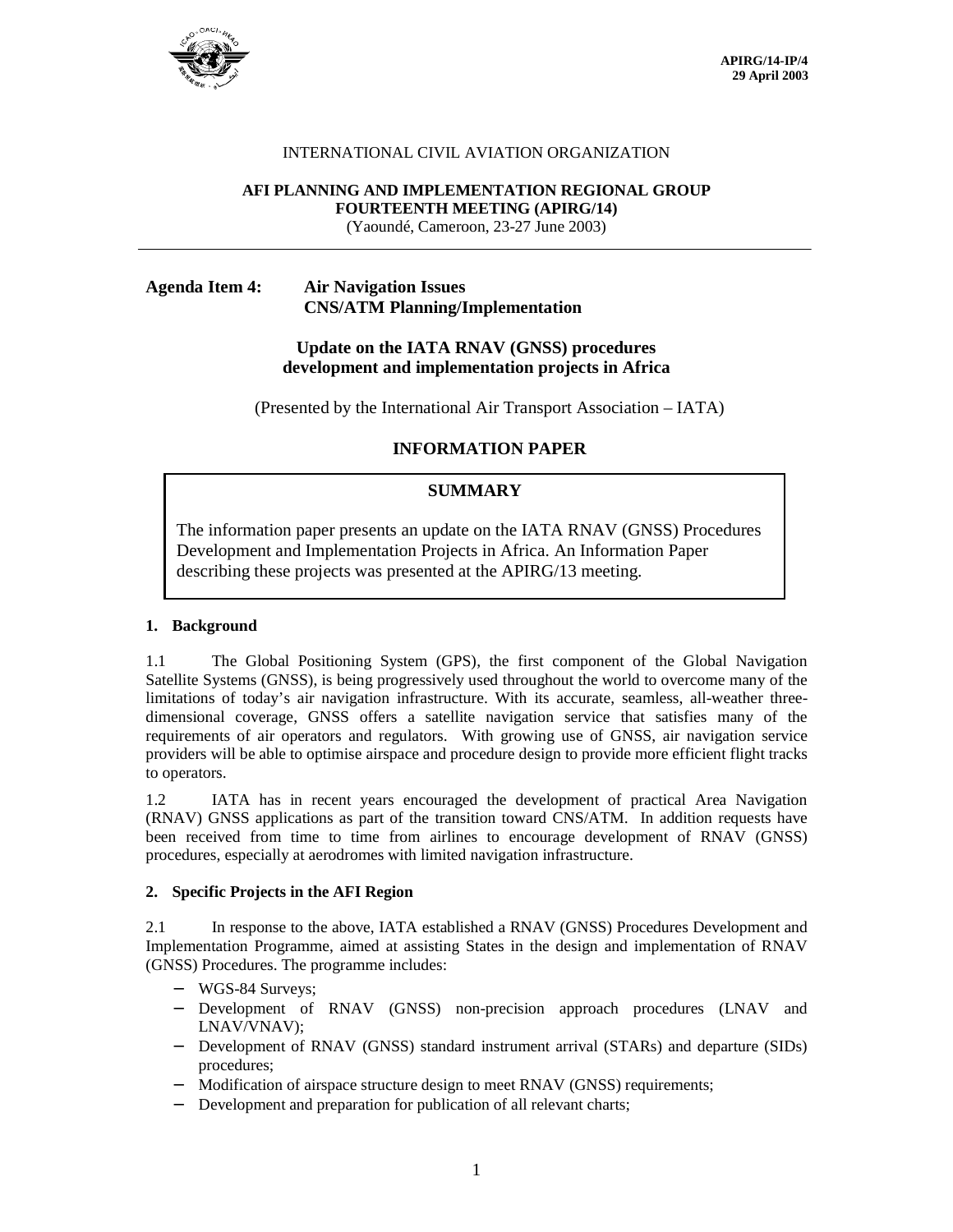APIRG/14-IP/4
29 April 2003

INTERNATIONAL CIVIL AVIATION ORGANIZATION

**AFI PLANNING AND IMPLEMENTATION REGIONAL GROUP**
**FOURTEENTH MEETING (APIRG/14)**
(Yaoundé, Cameroon, 23-27 June 2003)

---

**Agenda Item 4: Air Navigation Issues**
**CNS/ATM Planning/Implementation**

**Update on the IATA RNAV (GNSS) procedures development and implementation projects in Africa**

(Presented by the International Air Transport Association – IATA)

**INFORMATION PAPER**

**SUMMARY**

The information paper presents an update on the IATA RNAV (GNSS) Procedures Development and Implementation Projects in Africa. An Information Paper describing these projects was presented at the APIRG/13 meeting.

## 1. Background

1.1 The Global Positioning System (GPS), the first component of the Global Navigation Satellite Systems (GNSS), is being progressively used throughout the world to overcome many of the limitations of today's air navigation infrastructure. With its accurate, seamless, all-weather three-dimensional coverage, GNSS offers a satellite navigation service that satisfies many of the requirements of air operators and regulators. With growing use of GNSS, air navigation service providers will be able to optimise airspace and procedure design to provide more efficient flight tracks to operators.

1.2 IATA has in recent years encouraged the development of practical Area Navigation (RNAV) GNSS applications as part of the transition toward CNS/ATM. In addition requests have been received from time to time from airlines to encourage development of RNAV (GNSS) procedures, especially at aerodromes with limited navigation infrastructure.

## 2. Specific Projects in the AFI Region

2.1 In response to the above, IATA established a RNAV (GNSS) Procedures Development and Implementation Programme, aimed at assisting States in the design and implementation of RNAV (GNSS) Procedures. The programme includes:

- WGS-84 Surveys;
- Development of RNAV (GNSS) non-precision approach procedures (LNAV and LNAV/VNAV);
- Development of RNAV (GNSS) standard instrument arrival (STARs) and departure (SIDs) procedures;
- Modification of airspace structure design to meet RNAV (GNSS) requirements;
- Development and preparation for publication of all relevant charts;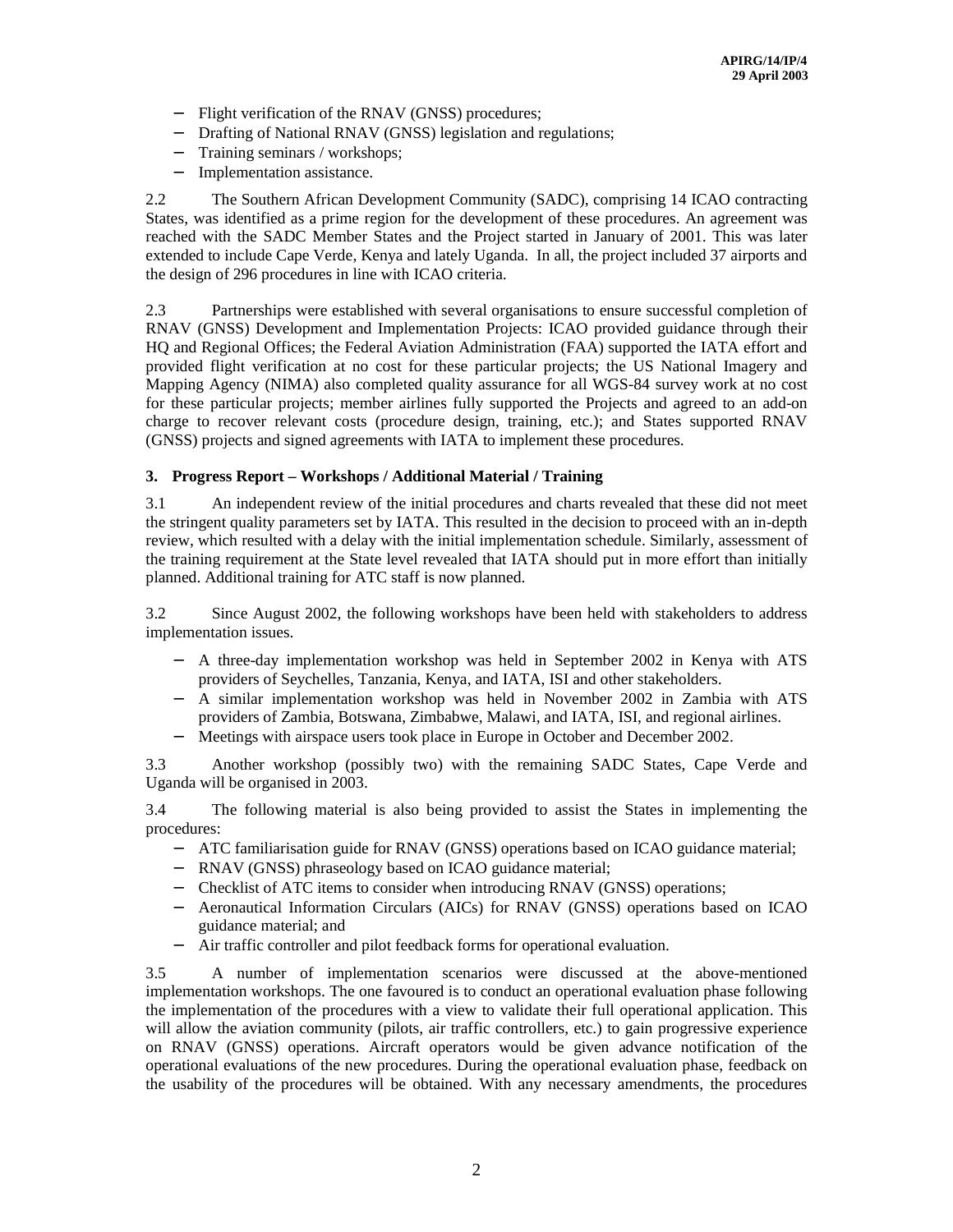- Flight verification of the RNAV (GNSS) procedures;
- Drafting of National RNAV (GNSS) legislation and regulations;
- Training seminars / workshops;
- Implementation assistance.

2.2 The Southern African Development Community (SADC), comprising 14 ICAO contracting States, was identified as a prime region for the development of these procedures. An agreement was reached with the SADC Member States and the Project started in January of 2001. This was later extended to include Cape Verde, Kenya and lately Uganda. In all, the project included 37 airports and the design of 296 procedures in line with ICAO criteria.

2.3 Partnerships were established with several organisations to ensure successful completion of RNAV (GNSS) Development and Implementation Projects: ICAO provided guidance through their HQ and Regional Offices; the Federal Aviation Administration (FAA) supported the IATA effort and provided flight verification at no cost for these particular projects; the US National Imagery and Mapping Agency (NIMA) also completed quality assurance for all WGS-84 survey work at no cost for these particular projects; member airlines fully supported the Projects and agreed to an add-on charge to recover relevant costs (procedure design, training, etc.); and States supported RNAV (GNSS) projects and signed agreements with IATA to implement these procedures.

### 3. Progress Report – Workshops / Additional Material / Training

3.1 An independent review of the initial procedures and charts revealed that these did not meet the stringent quality parameters set by IATA. This resulted in the decision to proceed with an in-depth review, which resulted with a delay with the initial implementation schedule. Similarly, assessment of the training requirement at the State level revealed that IATA should put in more effort than initially planned. Additional training for ATC staff is now planned.

3.2 Since August 2002, the following workshops have been held with stakeholders to address implementation issues.

- A three-day implementation workshop was held in September 2002 in Kenya with ATS providers of Seychelles, Tanzania, Kenya, and IATA, ISI and other stakeholders.
- A similar implementation workshop was held in November 2002 in Zambia with ATS providers of Zambia, Botswana, Zimbabwe, Malawi, and IATA, ISI, and regional airlines.
- Meetings with airspace users took place in Europe in October and December 2002.

3.3 Another workshop (possibly two) with the remaining SADC States, Cape Verde and Uganda will be organised in 2003.

3.4 The following material is also being provided to assist the States in implementing the procedures:

- ATC familiarisation guide for RNAV (GNSS) operations based on ICAO guidance material;
- RNAV (GNSS) phraseology based on ICAO guidance material;
- Checklist of ATC items to consider when introducing RNAV (GNSS) operations;
- Aeronautical Information Circulars (AICs) for RNAV (GNSS) operations based on ICAO guidance material; and
- Air traffic controller and pilot feedback forms for operational evaluation.

3.5 A number of implementation scenarios were discussed at the above-mentioned implementation workshops. The one favoured is to conduct an operational evaluation phase following the implementation of the procedures with a view to validate their full operational application. This will allow the aviation community (pilots, air traffic controllers, etc.) to gain progressive experience on RNAV (GNSS) operations. Aircraft operators would be given advance notification of the operational evaluations of the new procedures. During the operational evaluation phase, feedback on the usability of the procedures will be obtained. With any necessary amendments, the procedures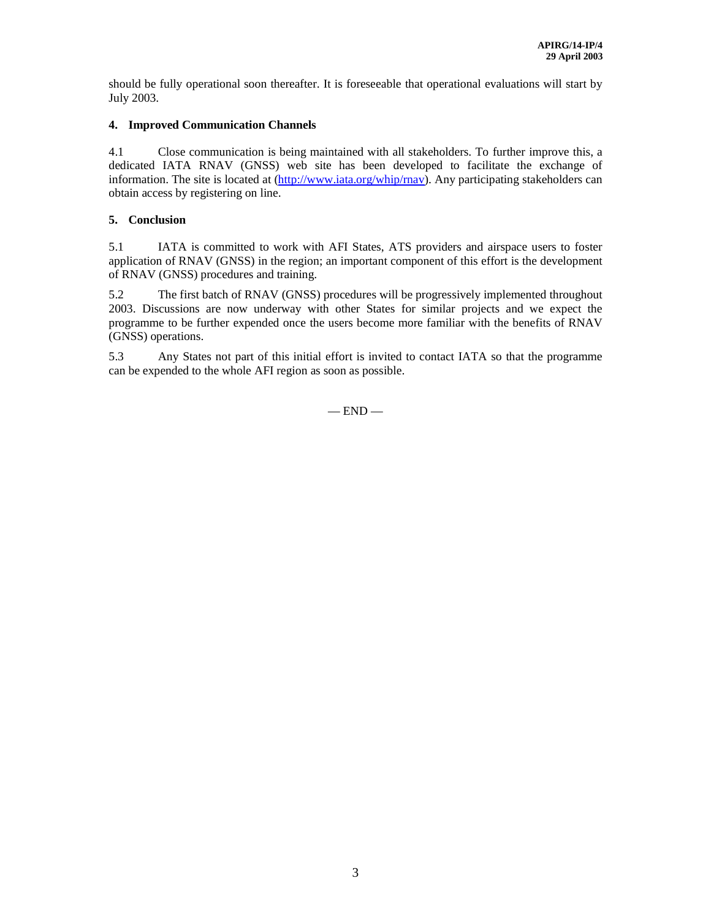should be fully operational soon thereafter. It is foreseeable that operational evaluations will start by July 2003.

## 4. Improved Communication Channels

4.1 Close communication is being maintained with all stakeholders. To further improve this, a dedicated IATA RNAV (GNSS) web site has been developed to facilitate the exchange of information. The site is located at (http://www.iata.org/whip/rnav). Any participating stakeholders can obtain access by registering on line.

## 5. Conclusion

5.1 IATA is committed to work with AFI States, ATS providers and airspace users to foster application of RNAV (GNSS) in the region; an important component of this effort is the development of RNAV (GNSS) procedures and training.

5.2 The first batch of RNAV (GNSS) procedures will be progressively implemented throughout 2003. Discussions are now underway with other States for similar projects and we expect the programme to be further expended once the users become more familiar with the benefits of RNAV (GNSS) operations.

5.3 Any States not part of this initial effort is invited to contact IATA so that the programme can be expended to the whole AFI region as soon as possible.

— END —